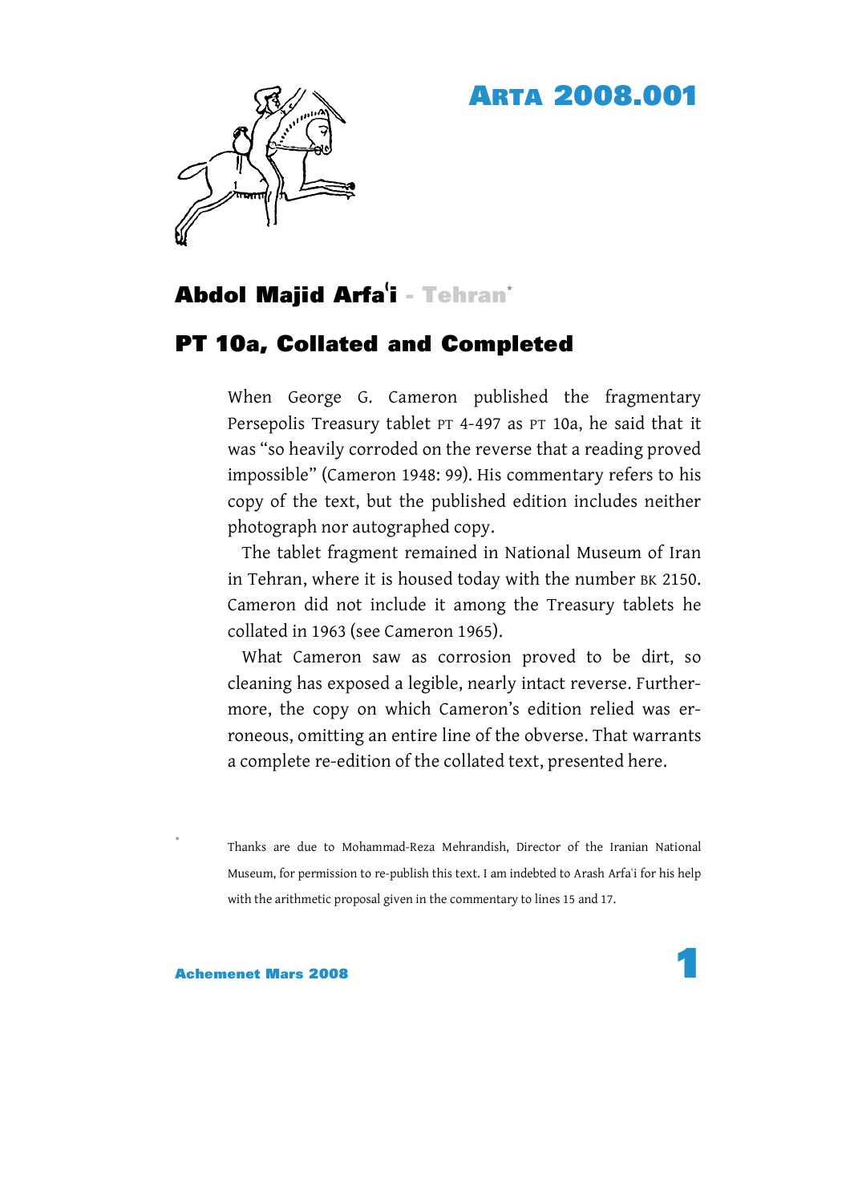# ARTA 2008.001

## Abdol Majid Arfaʿi - Tehran*

## PT 10a, Collated and Completed

When George G. Cameron published the fragmentary Persepolis Treasury tablet PT 4-497 as PT 10a, he said that it was "so heavily corroded on the reverse that a reading proved impossible" (Cameron 1948: 99). His commentary refers to his copy of the text, but the published edition includes neither photograph nor autographed copy.

The tablet fragment remained in National Museum of Iran in Tehran, where it is housed today with the number BK 2150. Cameron did not include it among the Treasury tablets he collated in 1963 (see Cameron 1965).

What Cameron saw as corrosion proved to be dirt, so cleaning has exposed a legible, nearly intact reverse. Furthermore, the copy on which Cameron's edition relied was erroneous, omitting an entire line of the obverse. That warrants a complete re-edition of the collated text, presented here.

\* Thanks are due to Mohammad-Reza Mehrandish, Director of the Iranian National Museum, for permission to re-publish this text. I am indebted to Arash Arfaʿi for his help with the arithmetic proposal given in the commentary to lines 15 and 17.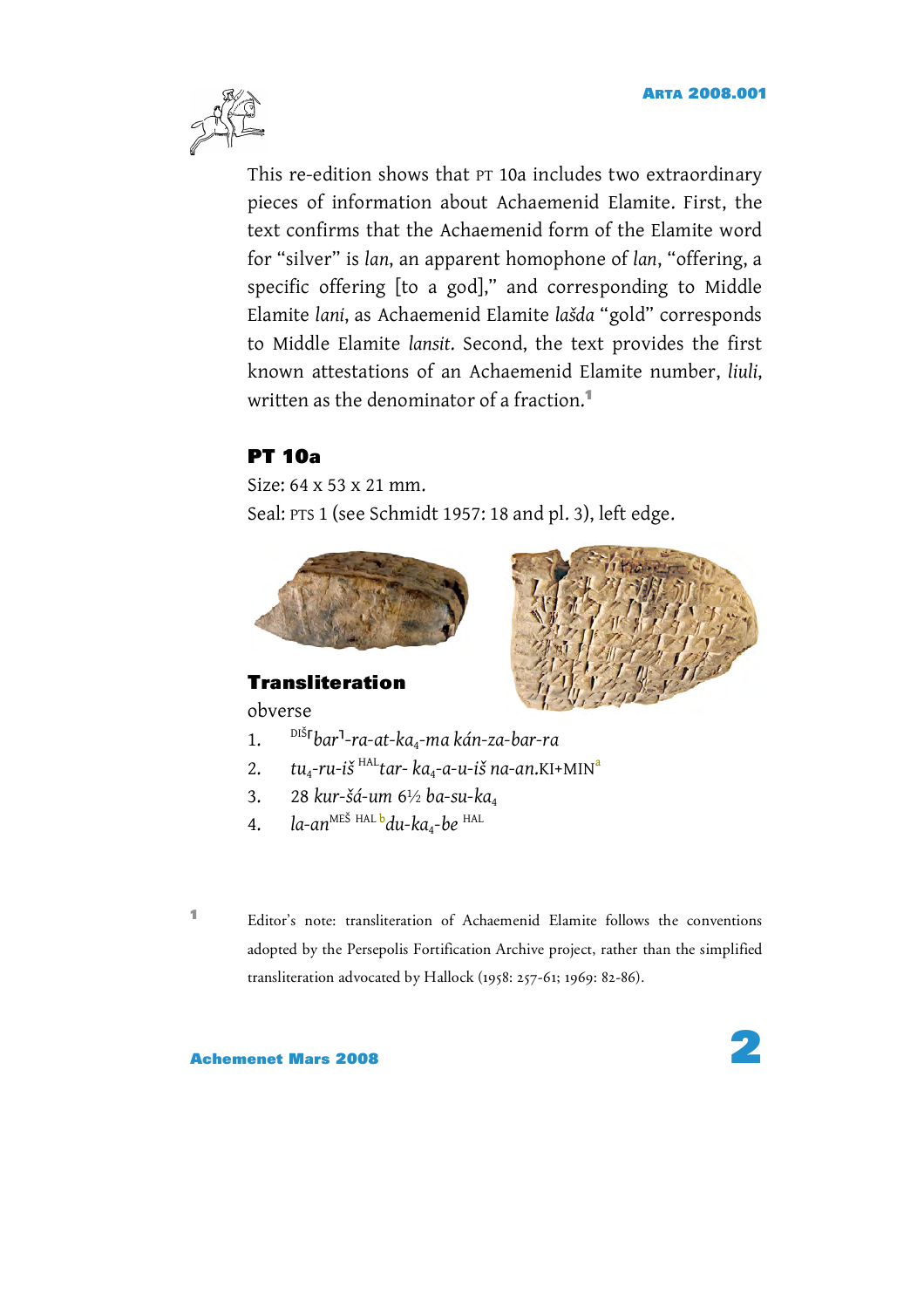This re-edition shows that PT 10a includes two extraordinary pieces of information about Achaemenid Elamite. First, the text confirms that the Achaemenid form of the Elamite word for "silver" is *lan*, an apparent homophone of *lan*, "offering, a specific offering [to a god]," and corresponding to Middle Elamite *lani*, as Achaemenid Elamite *lašda* "gold" corresponds to Middle Elamite *lansit*. Second, the text provides the first known attestations of an Achaemenid Elamite number, *liuli*, written as the denominator of a fraction.[1]

## PT 10a

Size: 64 x 53 x 21 mm.

Seal: PTS 1 (see Schmidt 1957: 18 and pl. 3), left edge.

### Transliteration

obverse

1. $^{DIŠ}$⌈*bar*⌉-*ra-at-ka$_4$-ma kán-za-bar-ra*
2. *tu$_4$-ru-iš* $^{HAL}$*tar- ka$_4$-a-u-iš na-an*.KI+MIN[a]
3. 28 *kur-šá-um* 6½ *ba-su-ka$_4$*
4. *la-an*$^{MEŠ}$ $^{HAL}$ [b]*du-ka$_4$-be* $^{HAL}$

[1] Editor's note: transliteration of Achaemenid Elamite follows the conventions adopted by the Persepolis Fortification Archive project, rather than the simplified transliteration advocated by Hallock (1958: 257-61; 1969: 82-86).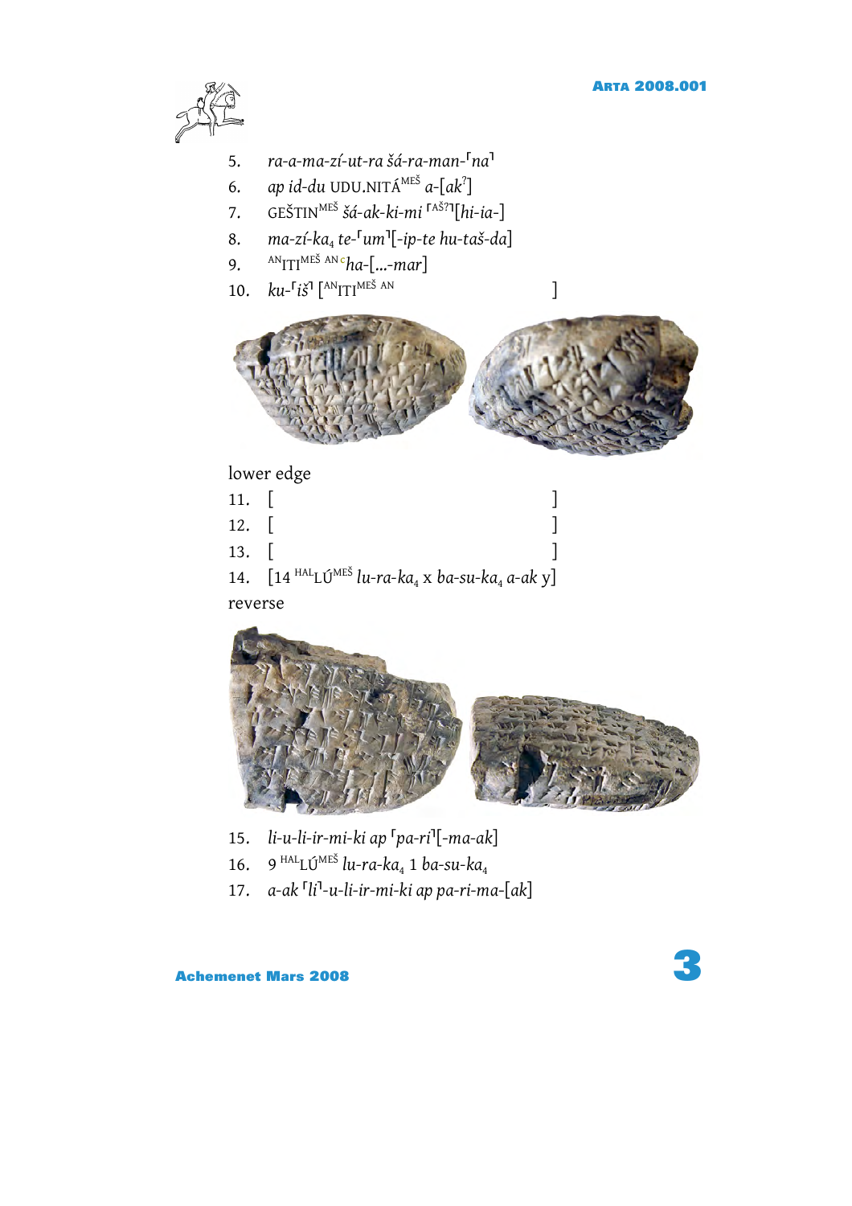5. *ra-a-ma-zí-ut-ra šá-ra-man-*⌜*na*⌝

6. *ap id-du* UDU.NITÁ[MEŠ] *a-*[*ak*[?]]

7. GEŠTIN[MEŠ] *šá-ak-ki-mi* ⌜AŠ[?]⌝[*hi-ia-*]

8. *ma-zí-ka*$_4$ *te-*⌜*um*⌝[*-ip-te hu-taš-da*]

9. [AN]ITI[MEŠ AN c]*ha-*[*...-mar*]

10. *ku-*⌜*iš*⌝ [[AN]ITI[MEŠ AN] ]

lower edge

11. [ ]

12. [ ]

13. [ ]

14. [14 [HAL]LÚ[MEŠ] *lu-ra-ka*$_4$ x *ba-su-ka*$_4$ *a-ak* y]

reverse

15. *li-u-li-ir-mi-ki ap* ⌜*pa-ri*⌝[*-ma-ak*]

16. 9 [HAL]LÚ[MEŠ] *lu-ra-ka*$_4$ 1 *ba-su-ka*$_4$

17. *a-ak* ⌜*li*⌝*-u-li-ir-mi-ki ap pa-ri-ma-*[*ak*]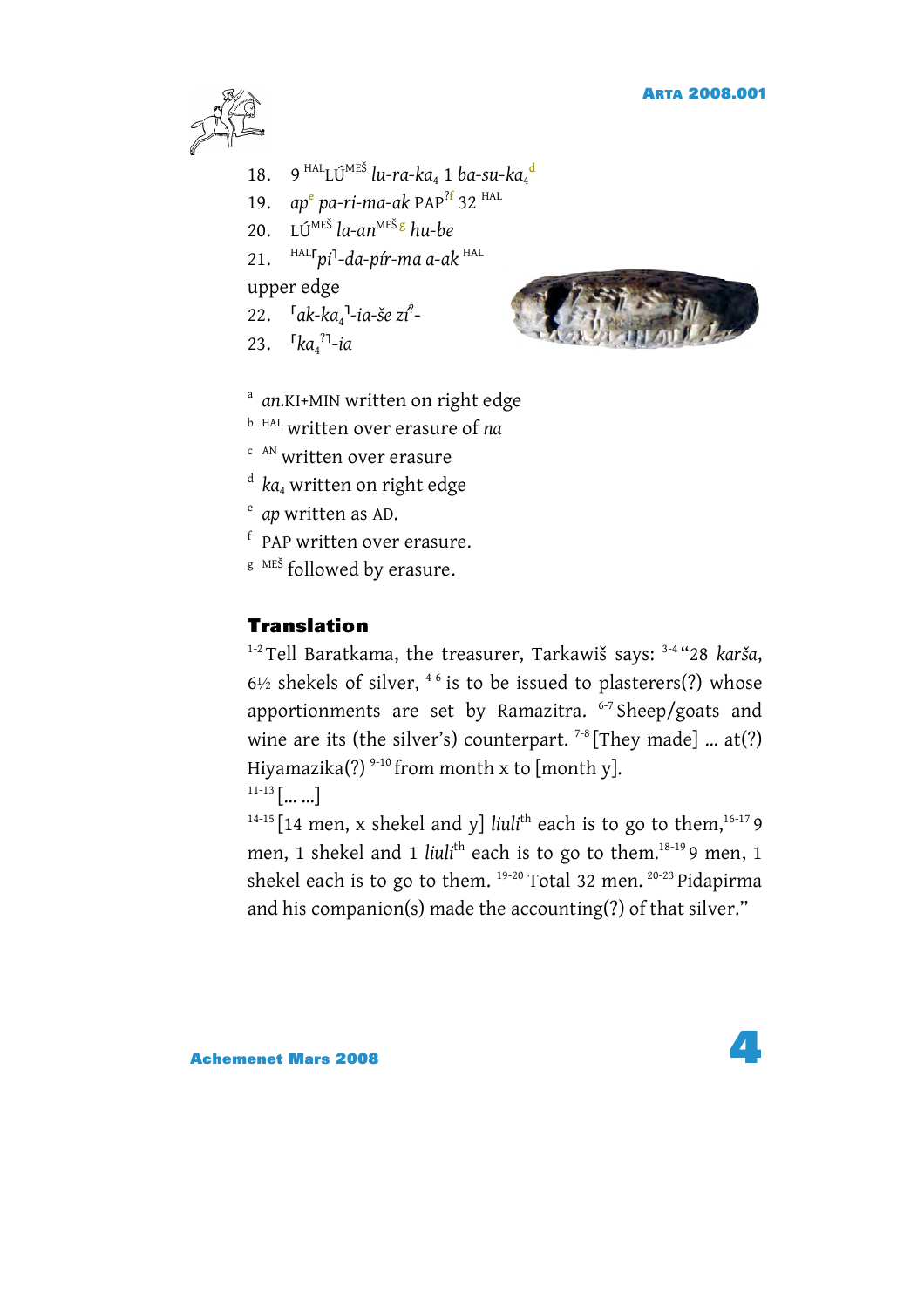18. 9 $^{\text{HAL}}$LÚ$^{\text{MEŠ}}$ *lu-ra-ka*$_4$ 1 *ba-su-ka*$_4$[d]

19. *ap*[e] *pa-ri-ma-ak* PAP$^{?}$[f] 32 $^{\text{HAL}}$

20. LÚ$^{\text{MEŠ}}$ *la-an*$^{\text{MEŠ}}$[g] *hu-be*

21. $^{\text{HAL}}$⌜*pi*⌝-*da-pír-ma a-ak* $^{\text{HAL}}$

upper edge

22. ⌜*ak-ka*$_4$⌝-*ia-še zí*$^{?}$-

23. ⌜*ka*$_4$$^{?}$⌝-*ia*

[a] *an*.KI+MIN written on right edge

[b] $^{\text{HAL}}$ written over erasure of *na*

[c] $^{\text{AN}}$ written over erasure

[d] *ka*$_4$ written on right edge

[e] *ap* written as AD.

[f] PAP written over erasure.

[g] $^{\text{MEŠ}}$ followed by erasure.

### Translation

[1-2] Tell Baratkama, the treasurer, Tarkawiš says: [3-4] "28 *karša*, 6½ shekels of silver, [4-6] is to be issued to plasterers(?) whose apportionments are set by Ramazitra. [6-7] Sheep/goats and wine are its (the silver's) counterpart. [7-8] [They made] ... at(?) Hiyamazika(?) [9-10] from month x to [month y].

[11-13] [... ...]

[14-15] [14 men, x shekel and y] *liuli*th each is to go to them,[16-17] 9 men, 1 shekel and 1 *liuli*th each is to go to them.[18-19] 9 men, 1 shekel each is to go to them. [19-20] Total 32 men. [20-23] Pidapirma and his companion(s) made the accounting(?) of that silver."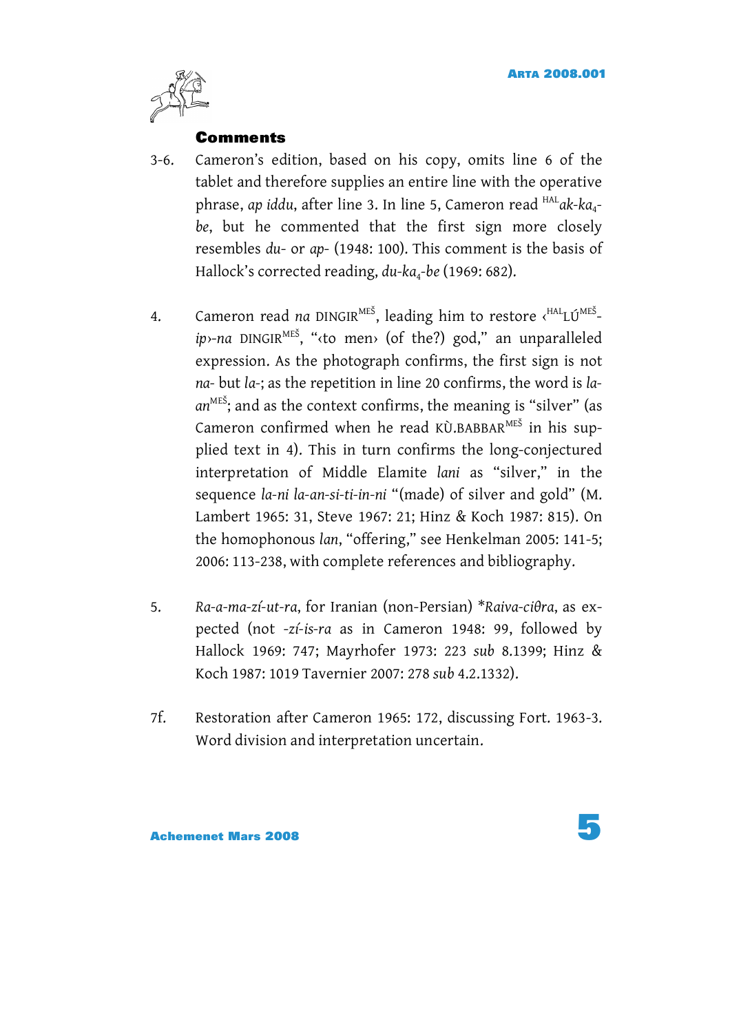### Comments

3-6. Cameron's edition, based on his copy, omits line 6 of the tablet and therefore supplies an entire line with the operative phrase, *ap iddu*, after line 3. In line 5, Cameron read $^{HAL}$*ak-ka$_4$-be*, but he commented that the first sign more closely resembles *du-* or *ap-* (1948: 100). This comment is the basis of Hallock's corrected reading, *du-ka$_4$-be* (1969: 682).

4. Cameron read *na* DINGIR$^{MEŠ}$, leading him to restore ‹$^{HAL}$LÚ$^{MEŠ}$-*ip*›-*na* DINGIR$^{MEŠ}$, "‹to men› (of the?) god," an unparalleled expression. As the photograph confirms, the first sign is not *na-* but *la-*; as the repetition in line 20 confirms, the word is *la-an*$^{MEŠ}$; and as the context confirms, the meaning is "silver" (as Cameron confirmed when he read KÙ.BABBAR$^{MEŠ}$ in his supplied text in 4). This in turn confirms the long-conjectured interpretation of Middle Elamite *lani* as "silver," in the sequence *la-ni la-an-si-ti-in-ni* "(made) of silver and gold" (M. Lambert 1965: 31, Steve 1967: 21; Hinz & Koch 1987: 815). On the homophonous *lan*, "offering," see Henkelman 2005: 141-5; 2006: 113-238, with complete references and bibliography.

5. *Ra-a-ma-zí-ut-ra*, for Iranian (non-Persian) \**Raiva-ciθra*, as expected (not *-zí-is-ra* as in Cameron 1948: 99, followed by Hallock 1969: 747; Mayrhofer 1973: 223 *sub* 8.1399; Hinz & Koch 1987: 1019 Tavernier 2007: 278 *sub* 4.2.1332).

7f. Restoration after Cameron 1965: 172, discussing Fort. 1963-3. Word division and interpretation uncertain.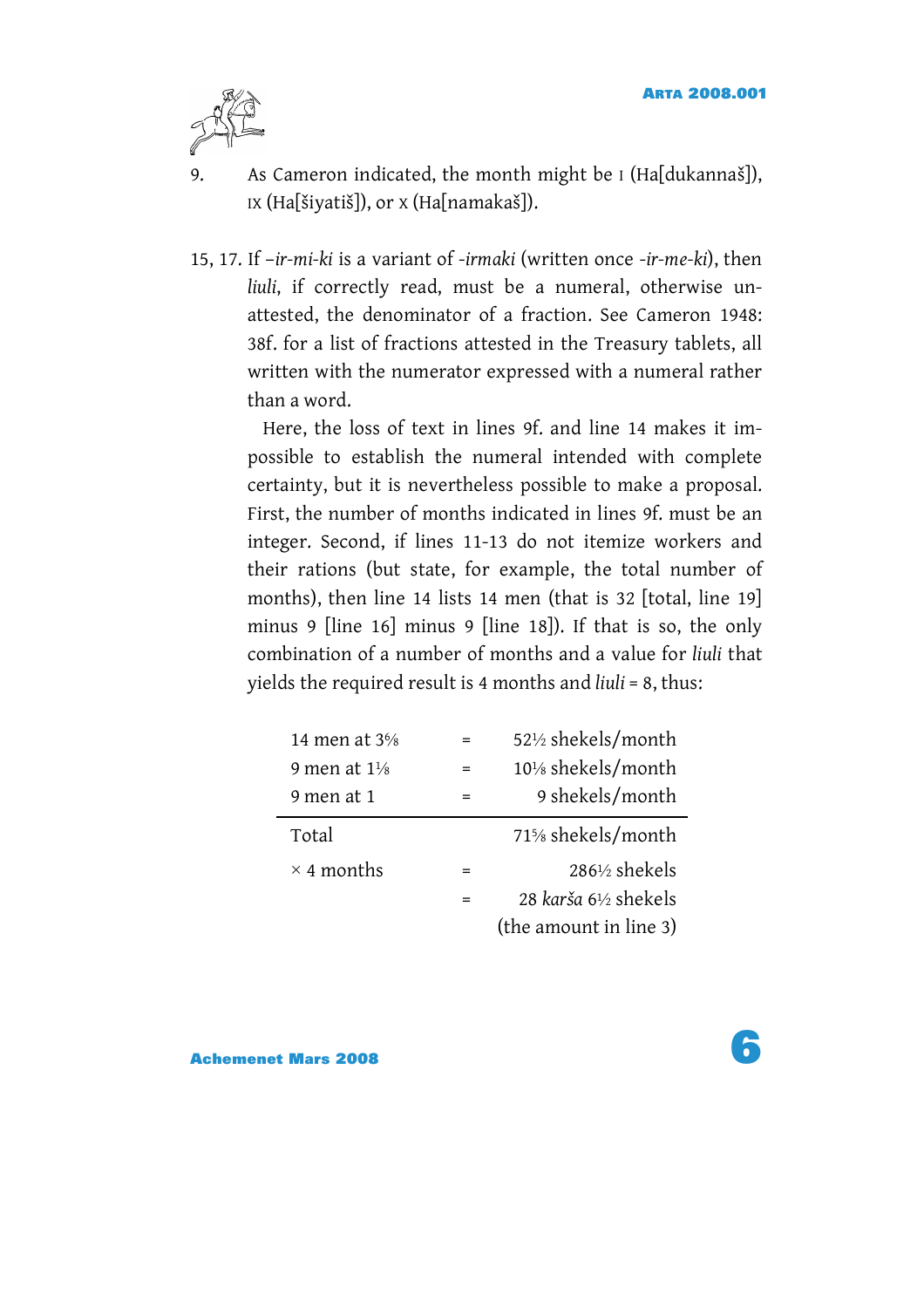9. As Cameron indicated, the month might be I (Ha[dukannaš]), IX (Ha[šiyatiš]), or X (Ha[namakaš]).

15, 17. If –*ir-mi-ki* is a variant of -*irmaki* (written once -*ir-me-ki*), then *liuli*, if correctly read, must be a numeral, otherwise unattested, the denominator of a fraction. See Cameron 1948: 38f. for a list of fractions attested in the Treasury tablets, all written with the numerator expressed with a numeral rather than a word.

Here, the loss of text in lines 9f. and line 14 makes it impossible to establish the numeral intended with complete certainty, but it is nevertheless possible to make a proposal. First, the number of months indicated in lines 9f. must be an integer. Second, if lines 11-13 do not itemize workers and their rations (but state, for example, the total number of months), then line 14 lists 14 men (that is 32 [total, line 19] minus 9 [line 16] minus 9 [line 18]). If that is so, the only combination of a number of months and a value for *liuli* that yields the required result is 4 months and *liuli* = 8, thus:

| | | |
|---|---|---|
| 14 men at 3⅝ | = | 52½ shekels/month |
| 9 men at 1⅛ | = | 10⅛ shekels/month |
| 9 men at 1 | = | 9 shekels/month |
| Total | | 71⅝ shekels/month |
| × 4 months | = | 286½ shekels |
| | = | 28 *karša* 6½ shekels |
| | | (the amount in line 3) |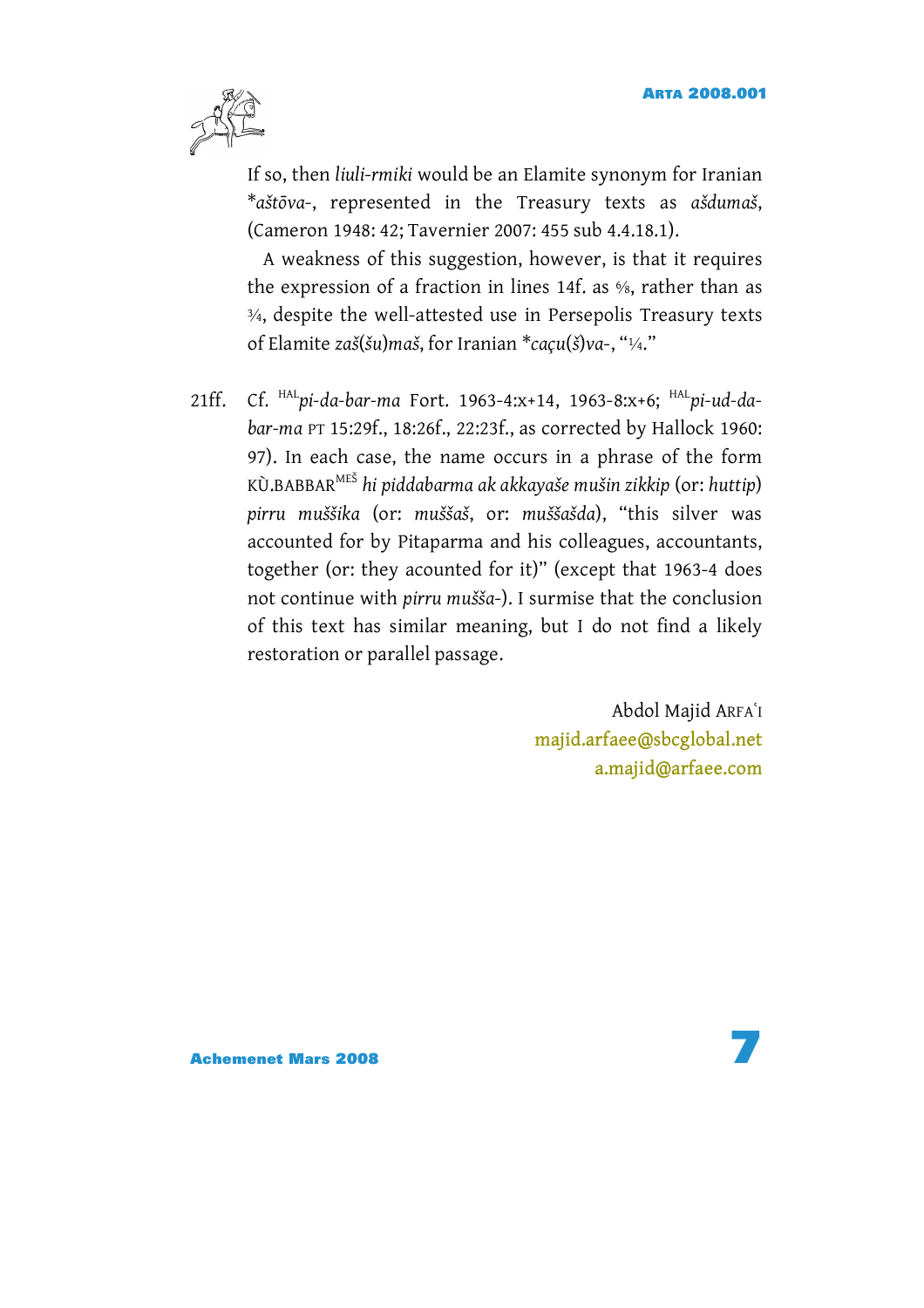If so, then *liuli-rmiki* would be an Elamite synonym for Iranian *\*aštōva-*, represented in the Treasury texts as *ašdumaš*, (Cameron 1948: 42; Tavernier 2007: 455 sub 4.4.18.1).

A weakness of this suggestion, however, is that it requires the expression of a fraction in lines 14f. as ⁶⁄₈, rather than as ¾, despite the well-attested use in Persepolis Treasury texts of Elamite *zaš(šu)maš*, for Iranian *\*caçu(š)va-*, "¼."

21ff. Cf. [HAL]*pi-da-bar-ma* Fort. 1963-4:x+14, 1963-8:x+6; [HAL]*pi-ud-da-bar-ma* PT 15:29f., 18:26f., 22:23f., as corrected by Hallock 1960: 97). In each case, the name occurs in a phrase of the form KÙ.BABBAR[MEŠ] *hi piddabarma ak akkayaše mušin zikkip* (or: *huttip*) *pirru muššika* (or: *muššaš*, or: *muššašda*), "this silver was accounted for by Pitaparma and his colleagues, accountants, together (or: they acounted for it)" (except that 1963-4 does not continue with *pirru mušša-*). I surmise that the conclusion of this text has similar meaning, but I do not find a likely restoration or parallel passage.

Abdol Majid ARFAʿI
majid.arfaee@sbcglobal.net
a.majid@arfaee.com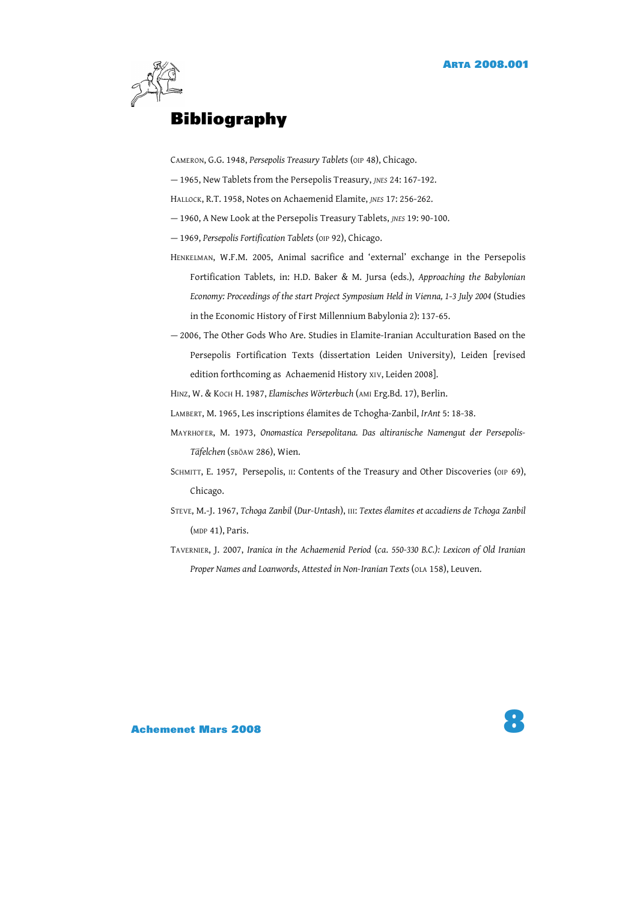# Bibliography

CAMERON, G.G. 1948, *Persepolis Treasury Tablets* (OIP 48), Chicago.

— 1965, New Tablets from the Persepolis Treasury, *JNES* 24: 167-192.

HALLOCK, R.T. 1958, Notes on Achaemenid Elamite, *JNES* 17: 256-262.

— 1960, A New Look at the Persepolis Treasury Tablets, *JNES* 19: 90-100.

— 1969, *Persepolis Fortification Tablets* (OIP 92), Chicago.

HENKELMAN, W.F.M. 2005, Animal sacrifice and 'external' exchange in the Persepolis Fortification Tablets, in: H.D. Baker & M. Jursa (eds.), *Approaching the Babylonian Economy: Proceedings of the start Project Symposium Held in Vienna, 1-3 July 2004* (Studies in the Economic History of First Millennium Babylonia 2): 137-65.

— 2006, The Other Gods Who Are. Studies in Elamite-Iranian Acculturation Based on the Persepolis Fortification Texts (dissertation Leiden University), Leiden [revised edition forthcoming as Achaemenid History XIV, Leiden 2008].

HINZ, W. & KOCH H. 1987, *Elamisches Wörterbuch* (AMI Erg.Bd. 17), Berlin.

LAMBERT, M. 1965, Les inscriptions élamites de Tchogha-Zanbil, *IrAnt* 5: 18-38.

MAYRHOFER, M. 1973, *Onomastica Persepolitana. Das altiranische Namengut der Persepolis-Täfelchen* (SBÖAW 286), Wien.

SCHMITT, E. 1957, Persepolis, II: Contents of the Treasury and Other Discoveries (OIP 69), Chicago.

STEVE, M.-J. 1967, *Tchoga Zanbil* (*Dur-Untash*), III: *Textes élamites et accadiens de Tchoga Zanbil* (MDP 41), Paris.

TAVERNIER, J. 2007, *Iranica in the Achaemenid Period* (*ca. 550-330 B.C.*)*: Lexicon of Old Iranian Proper Names and Loanwords, Attested in Non-Iranian Texts* (OLA 158), Leuven.